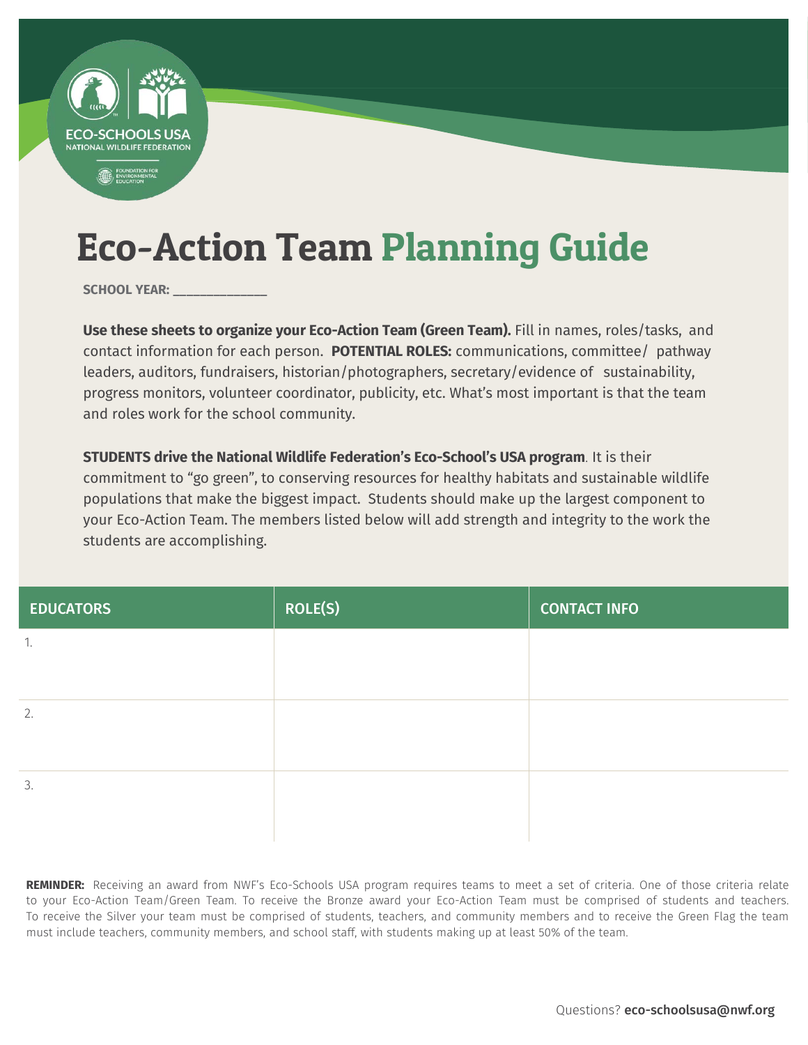ECO-SCHOOLS USA
NATIONAL WILDLIFE FEDERATION

FOUNDATION FOR ENVIRONMENTAL EDUCATION

# Eco-Action Team Planning Guide

**SCHOOL YEAR: ____________**

**Use these sheets to organize your Eco-Action Team (Green Team).** Fill in names, roles/tasks, and contact information for each person. **POTENTIAL ROLES:** communications, committee/ pathway leaders, auditors, fundraisers, historian/photographers, secretary/evidence of sustainability, progress monitors, volunteer coordinator, publicity, etc. What's most important is that the team and roles work for the school community.

**STUDENTS drive the National Wildlife Federation's Eco-School's USA program**. It is their commitment to "go green", to conserving resources for healthy habitats and sustainable wildlife populations that make the biggest impact. Students should make up the largest component to your Eco-Action Team. The members listed below will add strength and integrity to the work the students are accomplishing.

| EDUCATORS | ROLE(S) | CONTACT INFO |
|---|---|---|
| 1. | | |
| 2. | | |
| 3. | | |

**REMINDER:** Receiving an award from NWF's Eco-Schools USA program requires teams to meet a set of criteria. One of those criteria relate to your Eco-Action Team/Green Team. To receive the Bronze award your Eco-Action Team must be comprised of students and teachers. To receive the Silver your team must be comprised of students, teachers, and community members and to receive the Green Flag the team must include teachers, community members, and school staff, with students making up at least 50% of the team.

Questions? **eco-schoolsusa@nwf.org**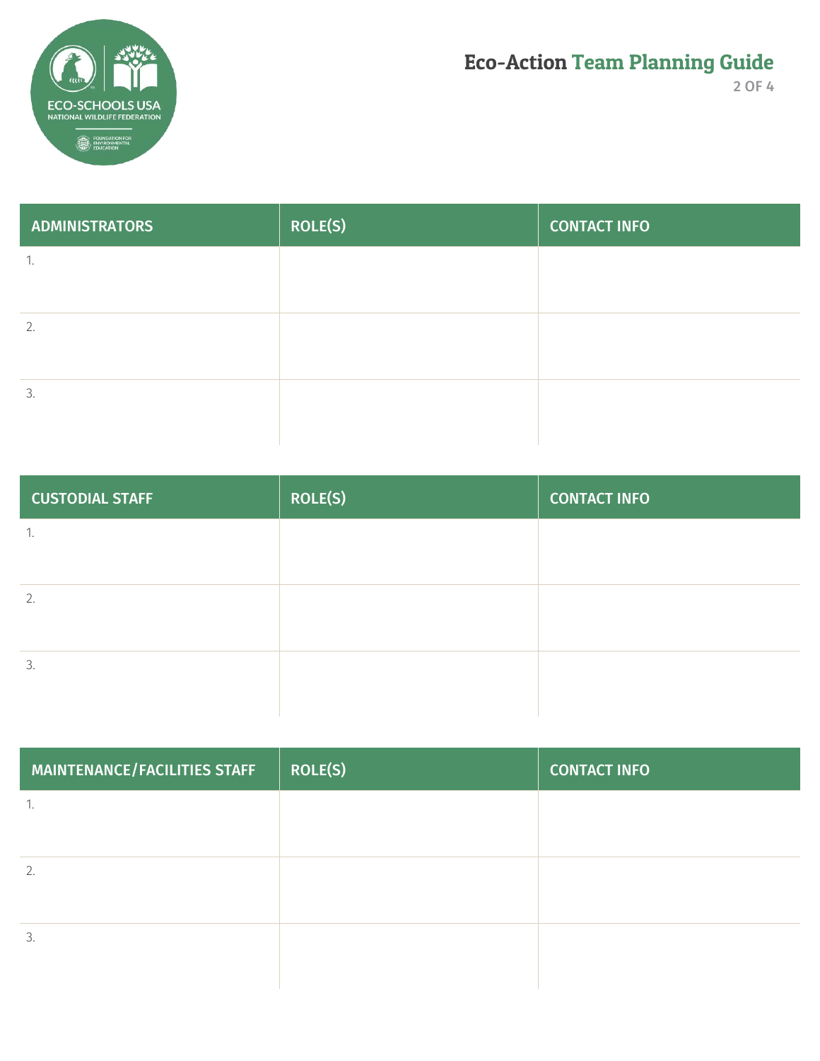| ADMINISTRATORS | ROLE(S) | CONTACT INFO |
| --- | --- | --- |
| 1. | | |
| 2. | | |
| 3. | | |

| CUSTODIAL STAFF | ROLE(S) | CONTACT INFO |
| --- | --- | --- |
| 1. | | |
| 2. | | |
| 3. | | |

| MAINTENANCE/FACILITIES STAFF | ROLE(S) | CONTACT INFO |
| --- | --- | --- |
| 1. | | |
| 2. | | |
| 3. | | |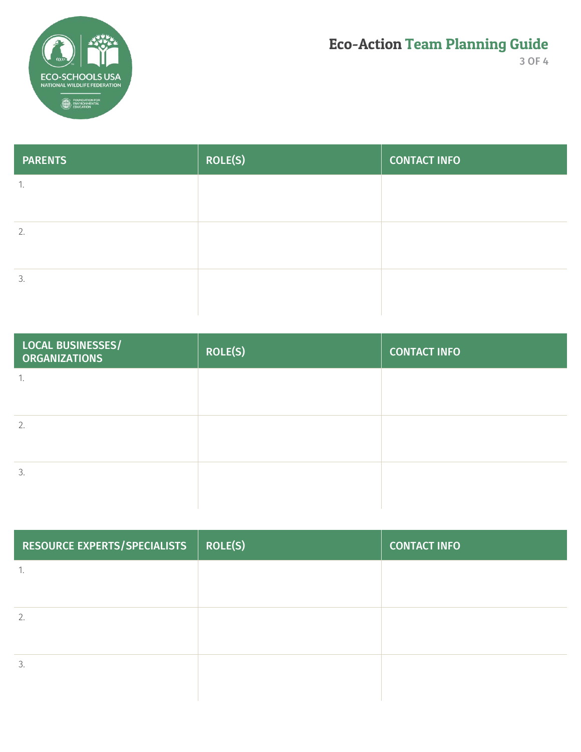| PARENTS | ROLE(S) | CONTACT INFO |
| --- | --- | --- |
| 1. | | |
| 2. | | |
| 3. | | |

| LOCAL BUSINESSES/ ORGANIZATIONS | ROLE(S) | CONTACT INFO |
| --- | --- | --- |
| 1. | | |
| 2. | | |
| 3. | | |

| RESOURCE EXPERTS/SPECIALISTS | ROLE(S) | CONTACT INFO |
| --- | --- | --- |
| 1. | | |
| 2. | | |
| 3. | | |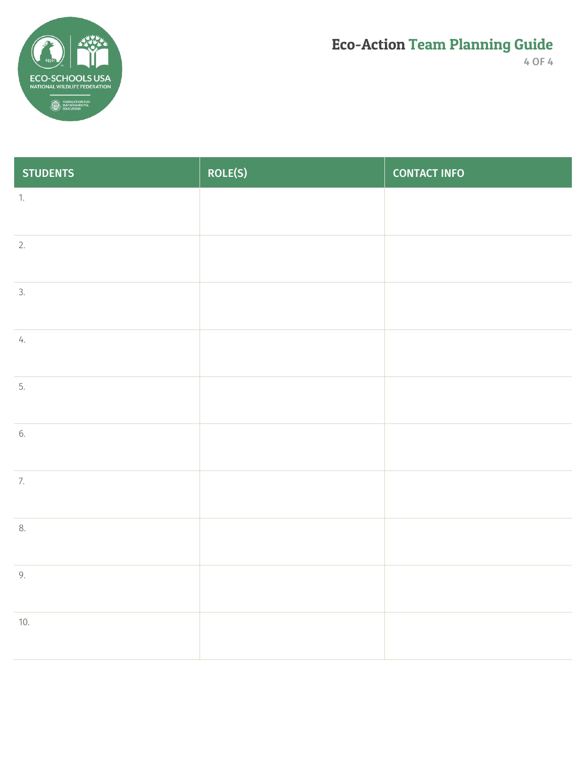# Eco-Action Team Planning Guide

| STUDENTS | ROLE(S) | CONTACT INFO |
| --- | --- | --- |
| 1. | | |
| 2. | | |
| 3. | | |
| 4. | | |
| 5. | | |
| 6. | | |
| 7. | | |
| 8. | | |
| 9. | | |
| 10. | | |